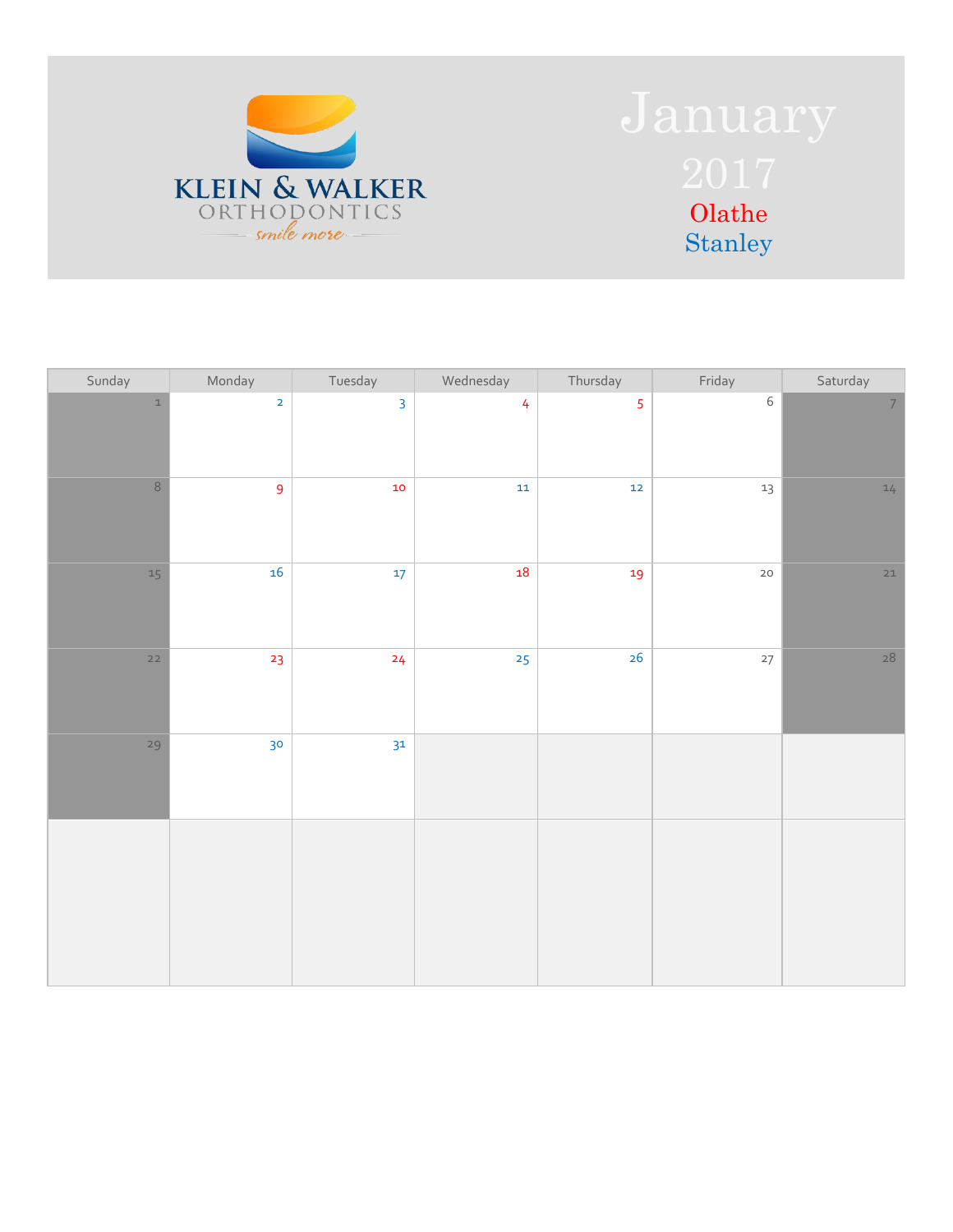KLEIN & WALKER ORTHODONTICS
smile more

# January 2017

Olathe
Stanley

| Sunday | Monday | Tuesday | Wednesday | Thursday | Friday | Saturday |
|---|---|---|---|---|---|---|
| 1 | 2 | 3 | 4 | 5 | 6 | 7 |
| 8 | 9 | 10 | 11 | 12 | 13 | 14 |
| 15 | 16 | 17 | 18 | 19 | 20 | 21 |
| 22 | 23 | 24 | 25 | 26 | 27 | 28 |
| 29 | 30 | 31 | | | | |
| | | | | | | |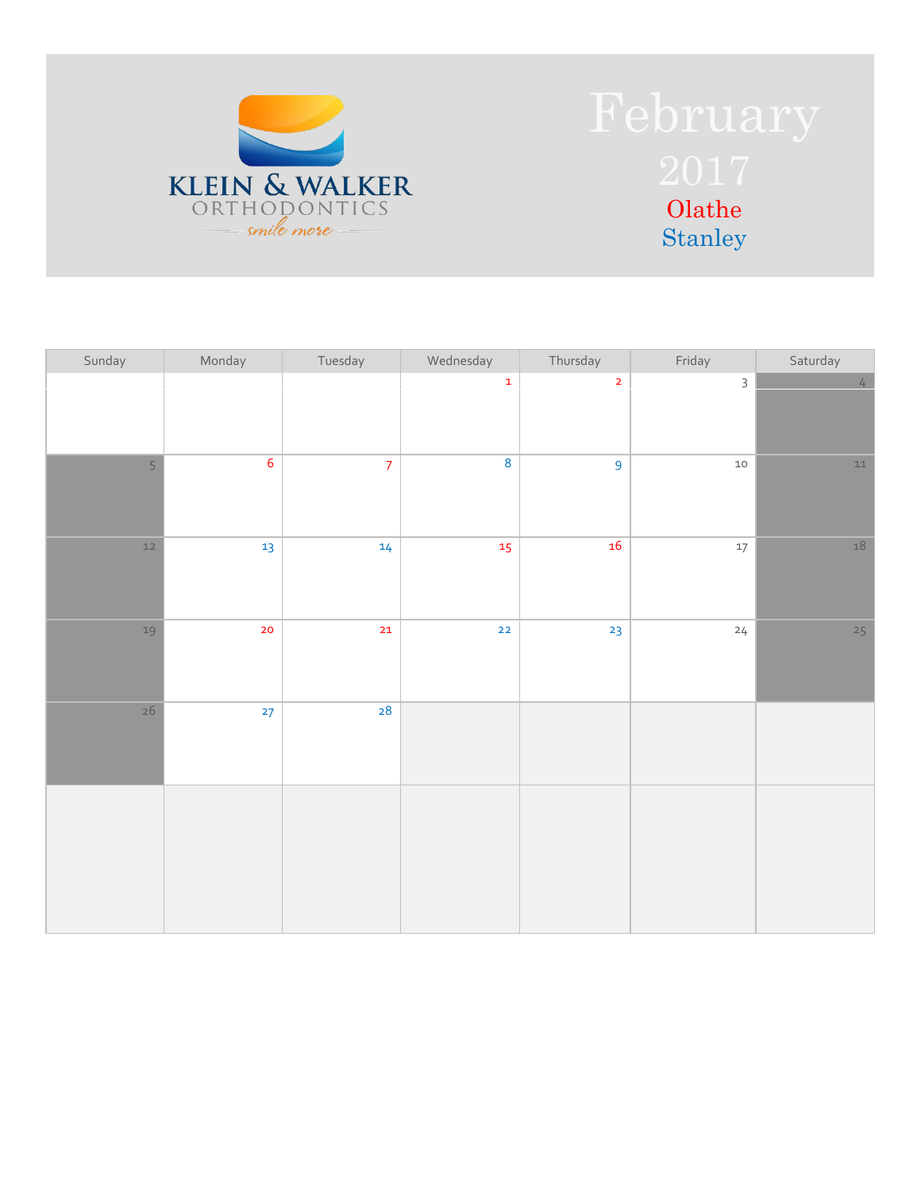KLEIN & WALKER
ORTHODONTICS
smile more

# February 2017

Olathe
Stanley

| Sunday | Monday | Tuesday | Wednesday | Thursday | Friday | Saturday |
|---|---|---|---|---|---|---|
| | | | 1 | 2 | 3 | 4 |
| 5 | 6 | 7 | 8 | 9 | 10 | 11 |
| 12 | 13 | 14 | 15 | 16 | 17 | 18 |
| 19 | 20 | 21 | 22 | 23 | 24 | 25 |
| 26 | 27 | 28 | | | | |
| | | | | | | |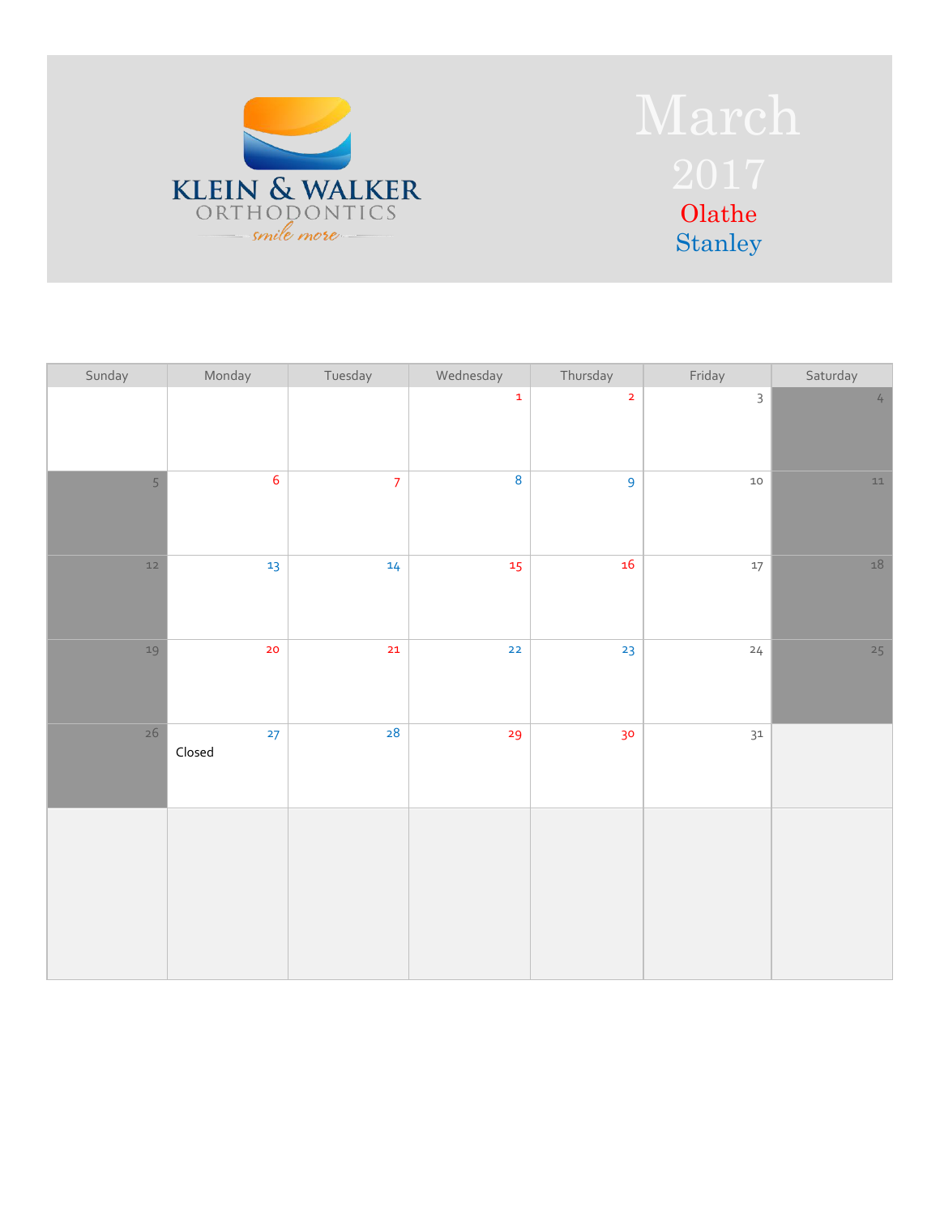KLEIN & WALKER ORTHODONTICS

smile more

# March

## 2017

Olathe

Stanley

| Sunday | Monday | Tuesday | Wednesday | Thursday | Friday | Saturday |
|---|---|---|---|---|---|---|
| | | | 1 | 2 | 3 | 4 |
| 5 | 6 | 7 | 8 | 9 | 10 | 11 |
| 12 | 13 | 14 | 15 | 16 | 17 | 18 |
| 19 | 20 | 21 | 22 | 23 | 24 | 25 |
| 26 | 27 Closed | 28 | 29 | 30 | 31 | |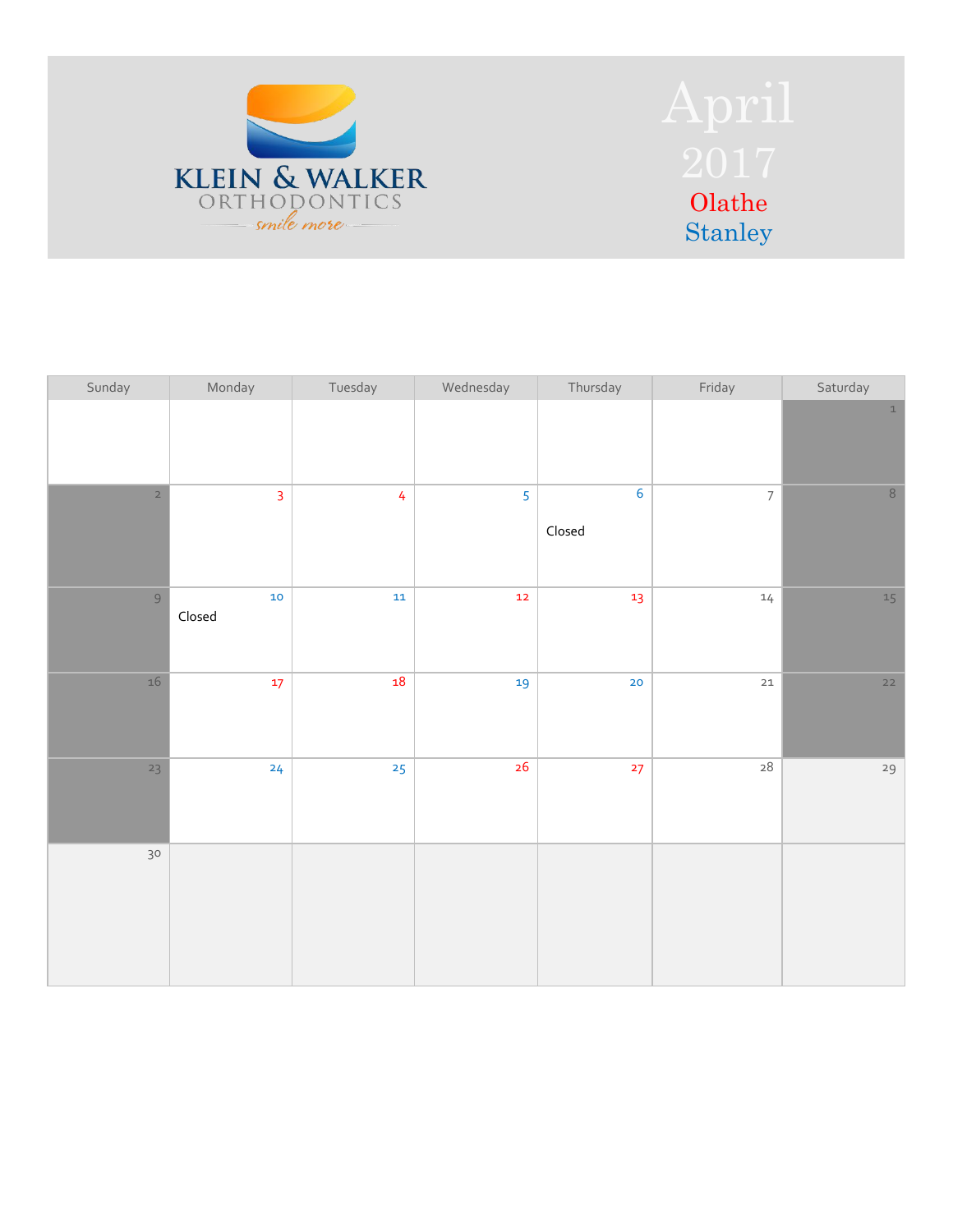KLEIN & WALKER ORTHODONTICS

smile more

# April 2017

Olathe

Stanley

| Sunday | Monday | Tuesday | Wednesday | Thursday | Friday | Saturday |
|---|---|---|---|---|---|---|
| | | | | | | 1 |
| 2 | 3 | 4 | 5 | 6 Closed | 7 | 8 |
| 9 | 10 Closed | 11 | 12 | 13 | 14 | 15 |
| 16 | 17 | 18 | 19 | 20 | 21 | 22 |
| 23 | 24 | 25 | 26 | 27 | 28 | 29 |
| 30 | | | | | | |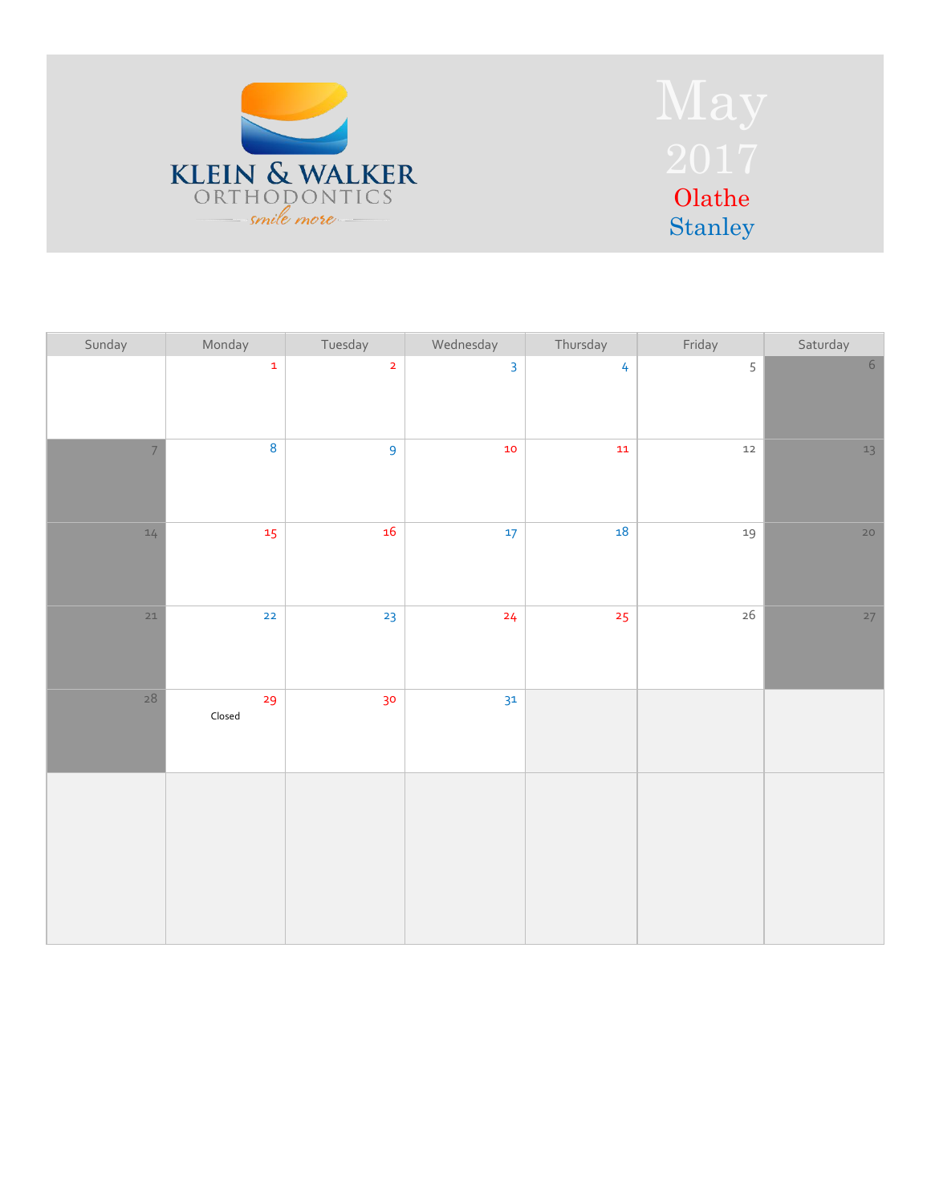KLEIN & WALKER
ORTHODONTICS
smile more

# May 2017

Olathe
Stanley

| Sunday | Monday | Tuesday | Wednesday | Thursday | Friday | Saturday |
|---|---|---|---|---|---|---|
| | 1 | 2 | 3 | 4 | 5 | 6 |
| 7 | 8 | 9 | 10 | 11 | 12 | 13 |
| 14 | 15 | 16 | 17 | 18 | 19 | 20 |
| 21 | 22 | 23 | 24 | 25 | 26 | 27 |
| 28 | 29 Closed | 30 | 31 | | | |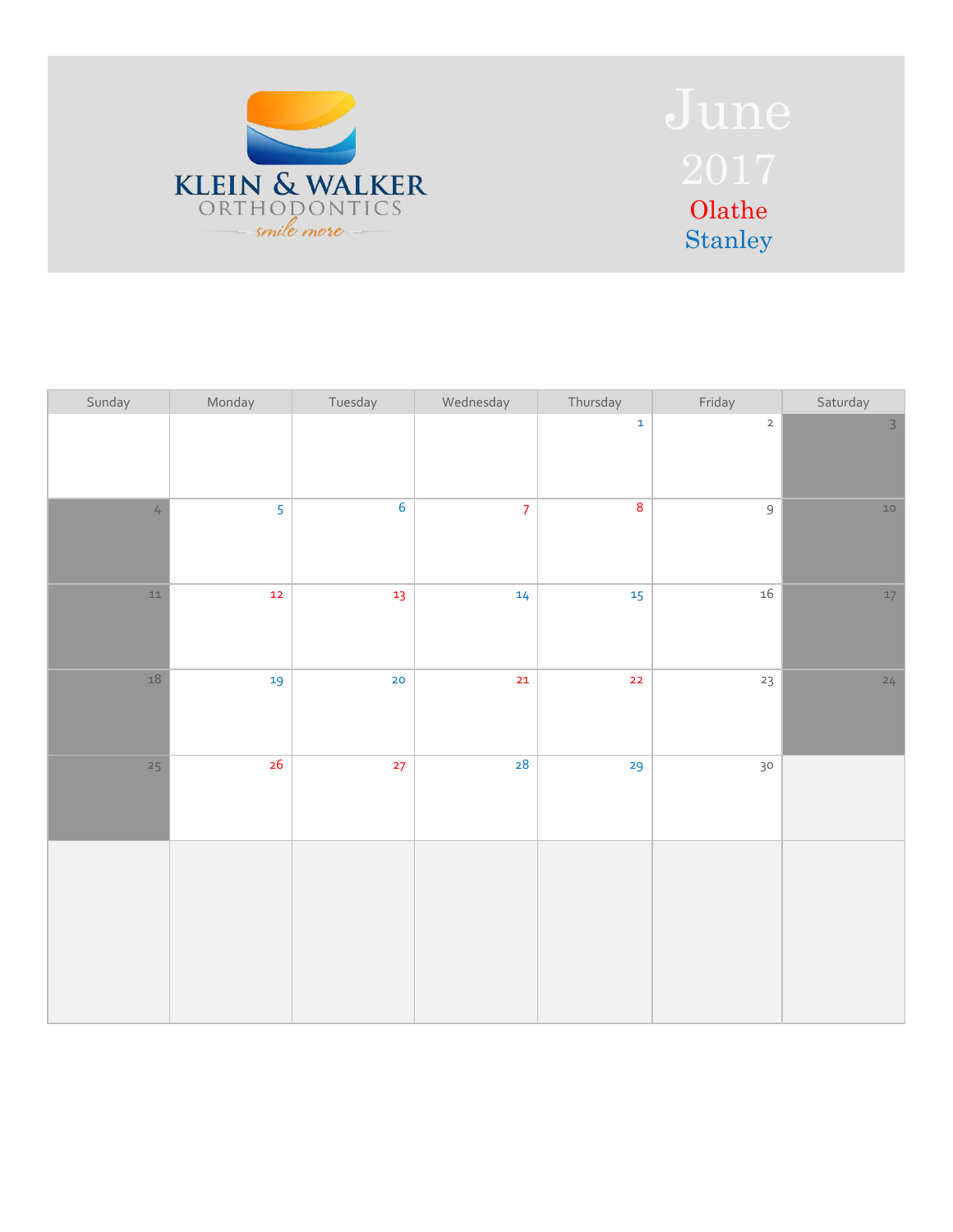KLEIN & WALKER ORTHODONTICS

smile more

# June

## 2017

Olathe

Stanley

| Sunday | Monday | Tuesday | Wednesday | Thursday | Friday | Saturday |
|---|---|---|---|---|---|---|
| | | | | 1 | 2 | 3 |
| 4 | 5 | 6 | 7 | 8 | 9 | 10 |
| 11 | 12 | 13 | 14 | 15 | 16 | 17 |
| 18 | 19 | 20 | 21 | 22 | 23 | 24 |
| 25 | 26 | 27 | 28 | 29 | 30 | |
| | | | | | | |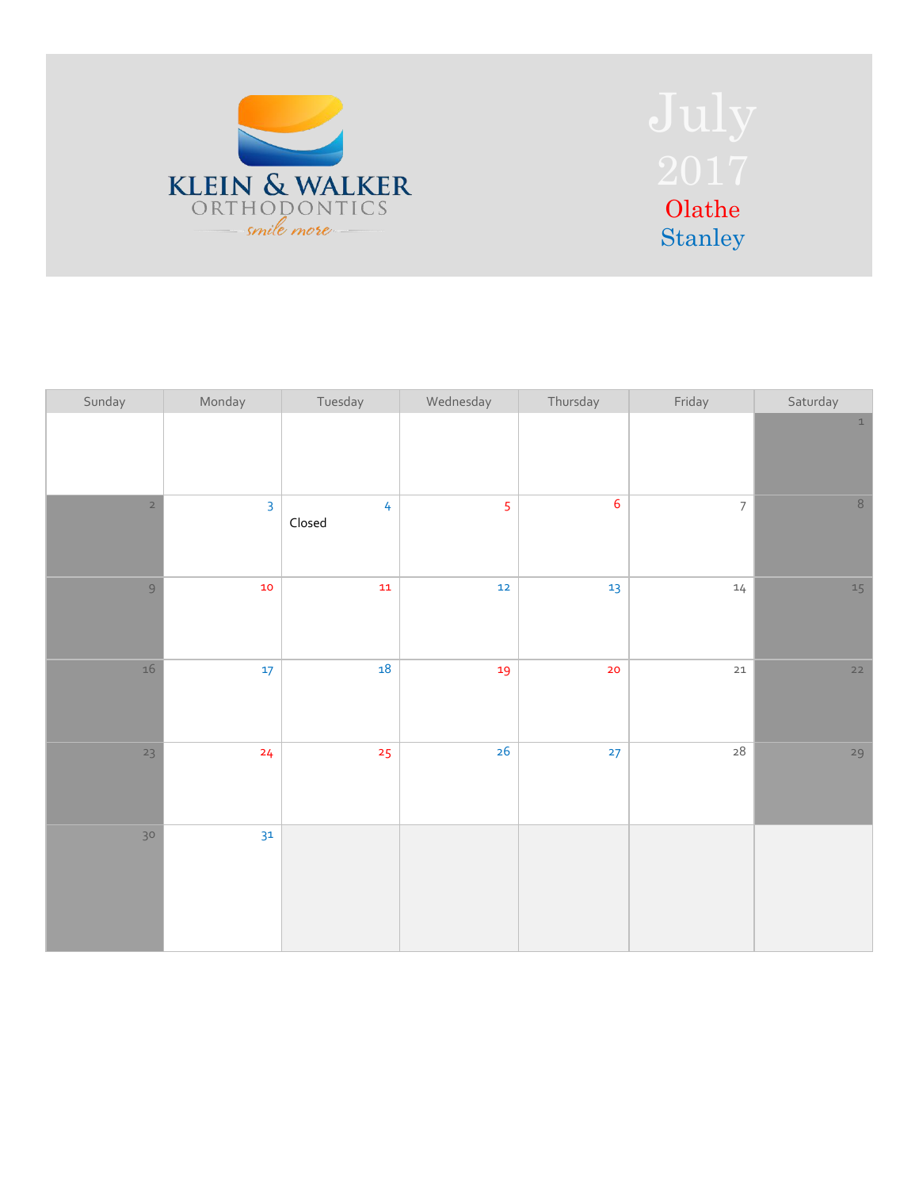KLEIN & WALKER ORTHODONTICS
smile more

# July 2017

Olathe

Stanley

| Sunday | Monday | Tuesday | Wednesday | Thursday | Friday | Saturday |
|---|---|---|---|---|---|---|
| | | | | | | 1 |
| 2 | 3 | 4 Closed | 5 | 6 | 7 | 8 |
| 9 | 10 | 11 | 12 | 13 | 14 | 15 |
| 16 | 17 | 18 | 19 | 20 | 21 | 22 |
| 23 | 24 | 25 | 26 | 27 | 28 | 29 |
| 30 | 31 | | | | | |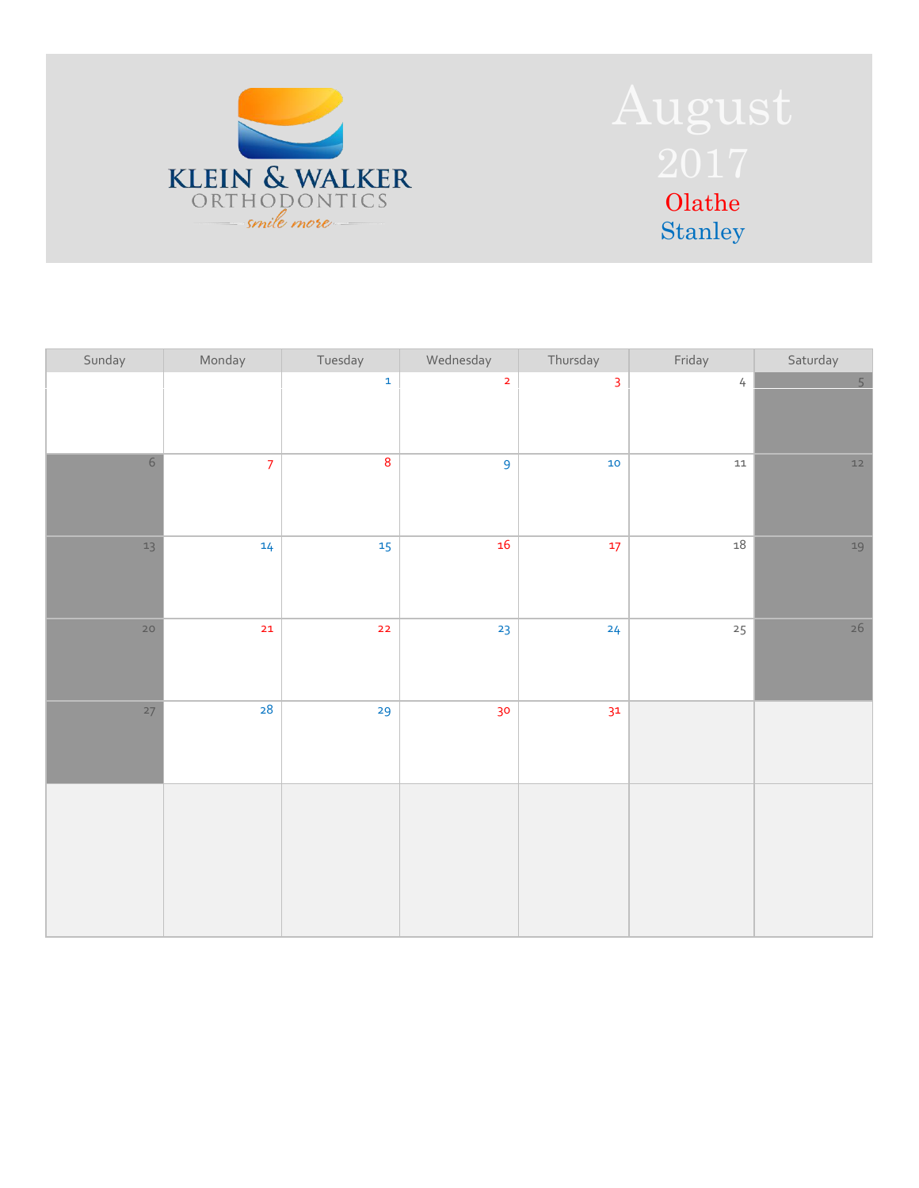KLEIN & WALKER ORTHODONTICS

smile more

# August 2017

Olathe

Stanley

| Sunday | Monday | Tuesday | Wednesday | Thursday | Friday | Saturday |
|---|---|---|---|---|---|---|
| | | 1 | 2 | 3 | 4 | 5 |
| 6 | 7 | 8 | 9 | 10 | 11 | 12 |
| 13 | 14 | 15 | 16 | 17 | 18 | 19 |
| 20 | 21 | 22 | 23 | 24 | 25 | 26 |
| 27 | 28 | 29 | 30 | 31 | | |
| | | | | | | |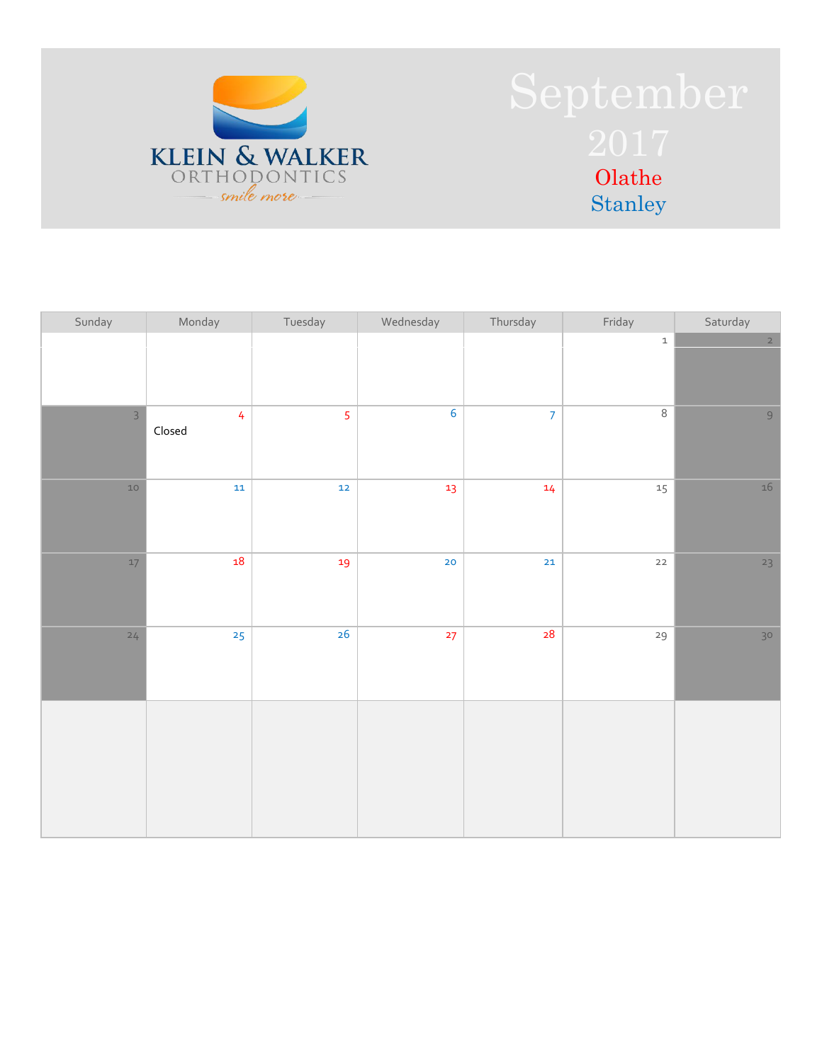KLEIN & WALKER
ORTHODONTICS
smile more

# September 2017

Olathe
Stanley

| Sunday | Monday | Tuesday | Wednesday | Thursday | Friday | Saturday |
|---|---|---|---|---|---|---|
| | | | | | 1 | 2 |
| 3 | 4 Closed | 5 | 6 | 7 | 8 | 9 |
| 10 | 11 | 12 | 13 | 14 | 15 | 16 |
| 17 | 18 | 19 | 20 | 21 | 22 | 23 |
| 24 | 25 | 26 | 27 | 28 | 29 | 30 |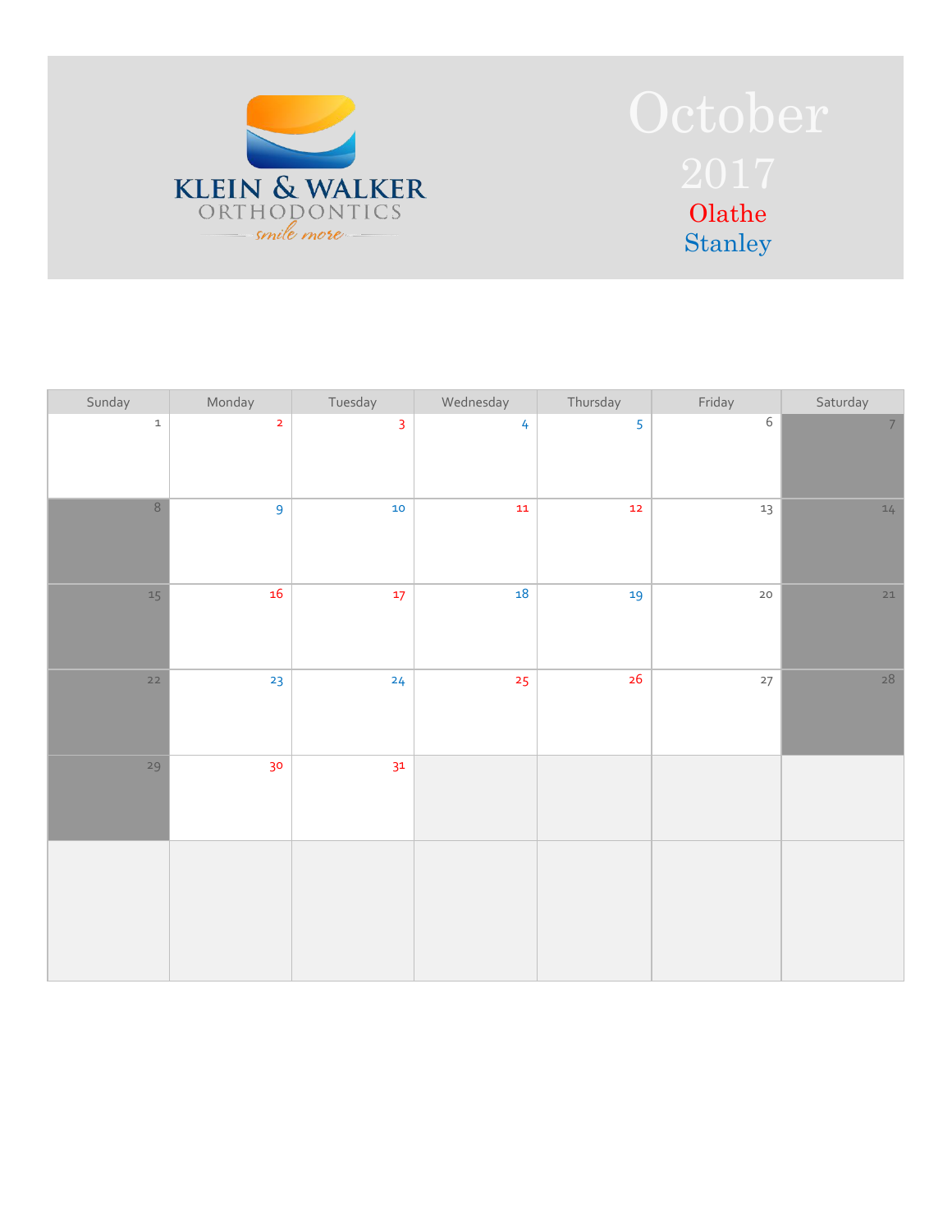KLEIN & WALKER ORTHODONTICS

*smile more*

# October

## 2017

Olathe

Stanley

| Sunday | Monday | Tuesday | Wednesday | Thursday | Friday | Saturday |
|---|---|---|---|---|---|---|
| 1 | 2 | 3 | 4 | 5 | 6 | 7 |
| 8 | 9 | 10 | 11 | 12 | 13 | 14 |
| 15 | 16 | 17 | 18 | 19 | 20 | 21 |
| 22 | 23 | 24 | 25 | 26 | 27 | 28 |
| 29 | 30 | 31 | | | | |
| | | | | | | |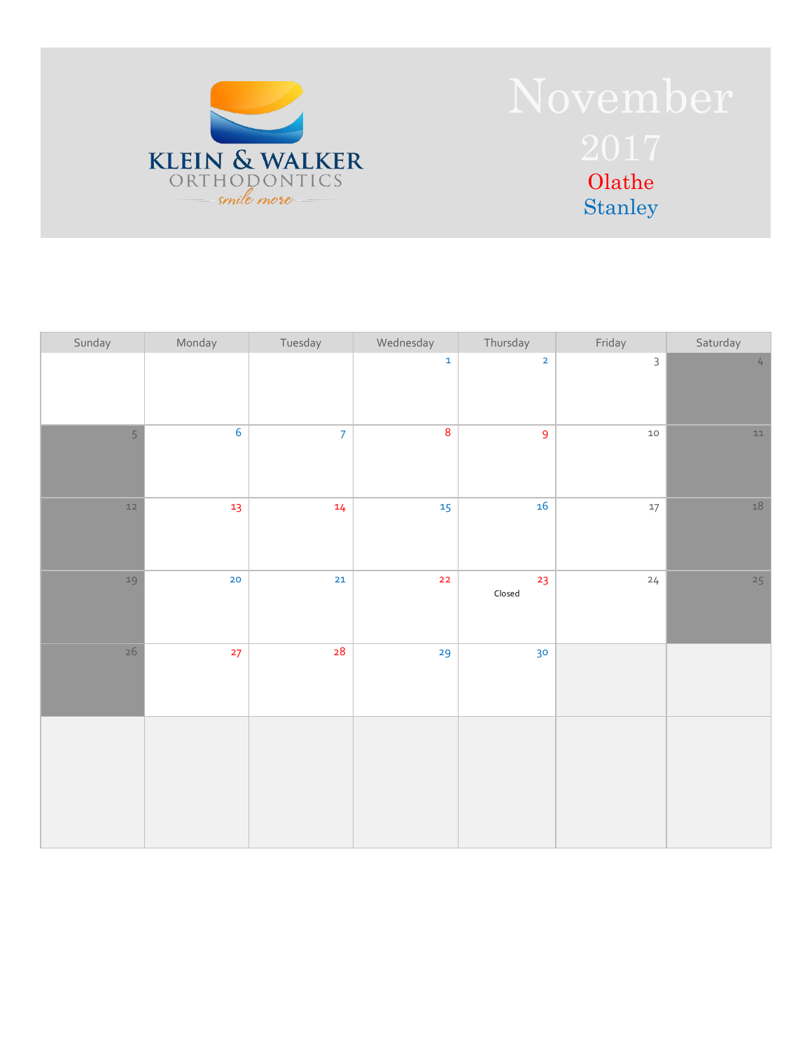KLEIN & WALKER ORTHODONTICS

*smile more*

# November 2017

Olathe

Stanley

| Sunday | Monday | Tuesday | Wednesday | Thursday | Friday | Saturday |
|---|---|---|---|---|---|---|
| | | | 1 | 2 | 3 | 4 |
| 5 | 6 | 7 | 8 | 9 | 10 | 11 |
| 12 | 13 | 14 | 15 | 16 | 17 | 18 |
| 19 | 20 | 21 | 22 | 23 Closed | 24 | 25 |
| 26 | 27 | 28 | 29 | 30 | | |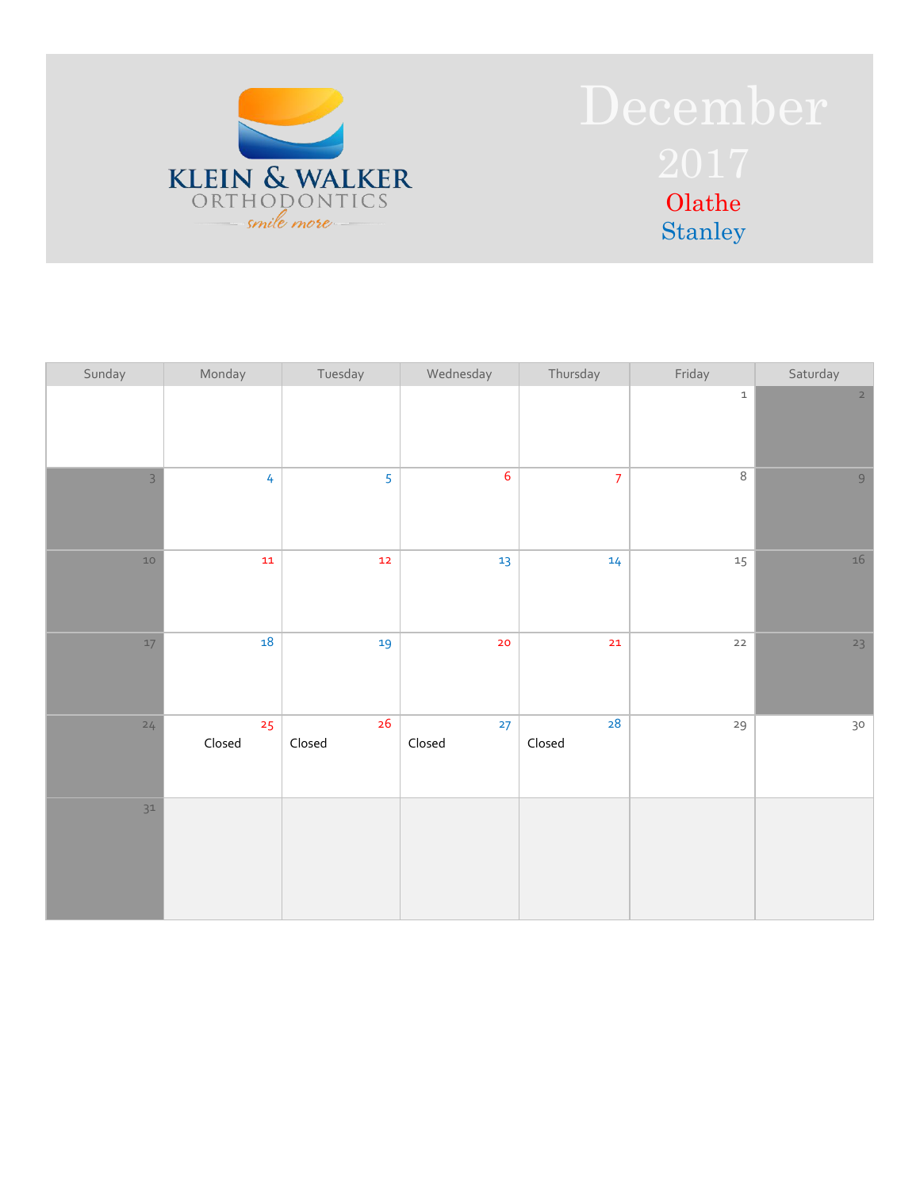KLEIN & WALKER
ORTHODONTICS
smile more

# December
2017
Olathe
Stanley

| Sunday | Monday | Tuesday | Wednesday | Thursday | Friday | Saturday |
|---|---|---|---|---|---|---|
| | | | | | 1 | 2 |
| 3 | 4 | 5 | 6 | 7 | 8 | 9 |
| 10 | 11 | 12 | 13 | 14 | 15 | 16 |
| 17 | 18 | 19 | 20 | 21 | 22 | 23 |
| 24 | 25 Closed | 26 Closed | 27 Closed | 28 Closed | 29 | 30 |
| 31 | | | | | | |